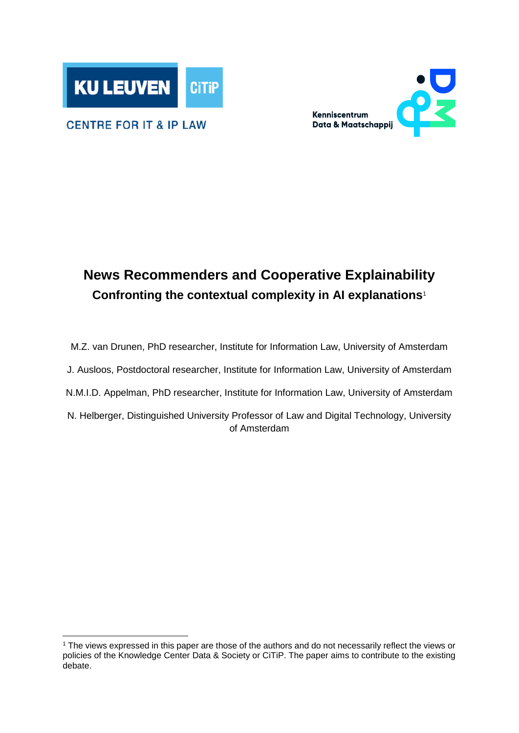KU LEUVEN CiTiP

CENTRE FOR IT & IP LAW

Kenniscentrum Data & Maatschappij

# News Recommenders and Cooperative Explainability

## Confronting the contextual complexity in AI explanations[1]

M.Z. van Drunen, PhD researcher, Institute for Information Law, University of Amsterdam

J. Ausloos, Postdoctoral researcher, Institute for Information Law, University of Amsterdam

N.M.I.D. Appelman, PhD researcher, Institute for Information Law, University of Amsterdam

N. Helberger, Distinguished University Professor of Law and Digital Technology, University of Amsterdam

---

[1] The views expressed in this paper are those of the authors and do not necessarily reflect the views or policies of the Knowledge Center Data & Society or CiTiP. The paper aims to contribute to the existing debate.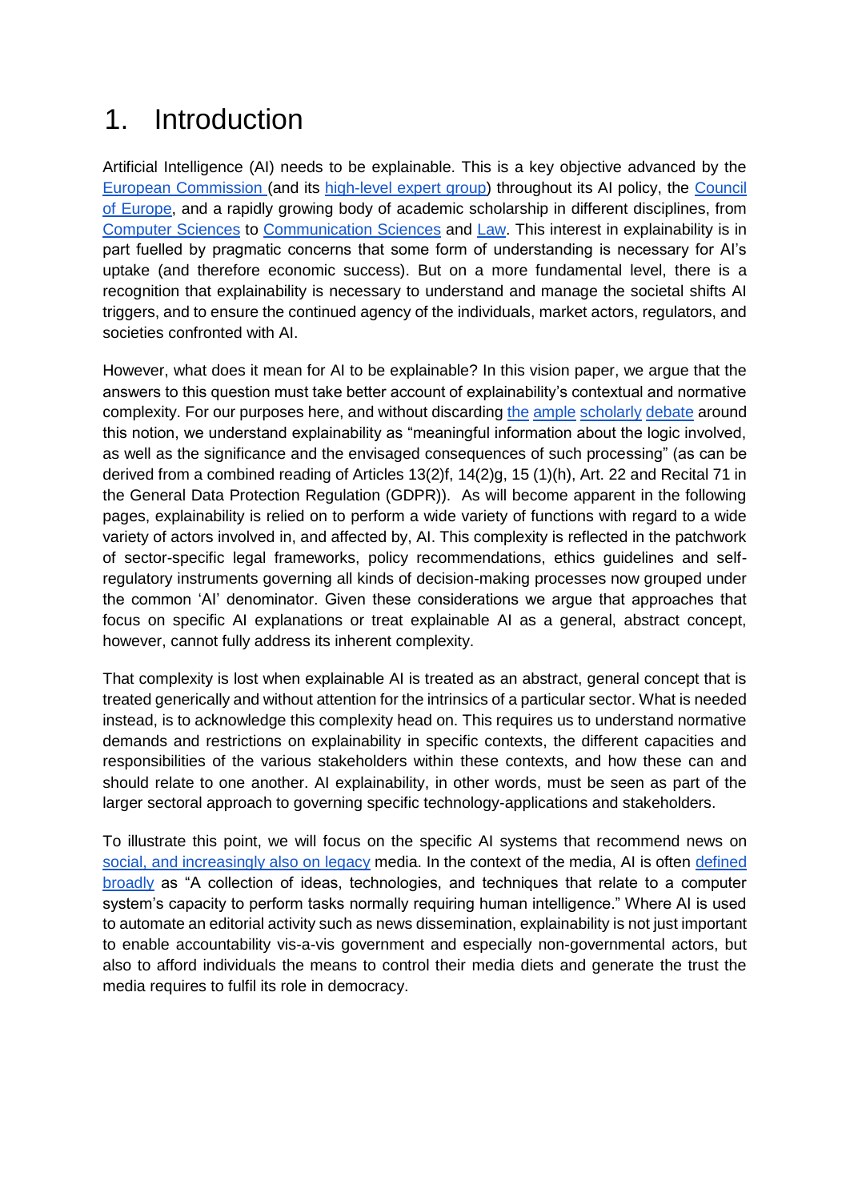# 1. Introduction

Artificial Intelligence (AI) needs to be explainable. This is a key objective advanced by the European Commission (and its high-level expert group) throughout its AI policy, the Council of Europe, and a rapidly growing body of academic scholarship in different disciplines, from Computer Sciences to Communication Sciences and Law. This interest in explainability is in part fuelled by pragmatic concerns that some form of understanding is necessary for AI's uptake (and therefore economic success). But on a more fundamental level, there is a recognition that explainability is necessary to understand and manage the societal shifts AI triggers, and to ensure the continued agency of the individuals, market actors, regulators, and societies confronted with AI.

However, what does it mean for AI to be explainable? In this vision paper, we argue that the answers to this question must take better account of explainability's contextual and normative complexity. For our purposes here, and without discarding the ample scholarly debate around this notion, we understand explainability as "meaningful information about the logic involved, as well as the significance and the envisaged consequences of such processing" (as can be derived from a combined reading of Articles 13(2)f, 14(2)g, 15 (1)(h), Art. 22 and Recital 71 in the General Data Protection Regulation (GDPR)). As will become apparent in the following pages, explainability is relied on to perform a wide variety of functions with regard to a wide variety of actors involved in, and affected by, AI. This complexity is reflected in the patchwork of sector-specific legal frameworks, policy recommendations, ethics guidelines and self-regulatory instruments governing all kinds of decision-making processes now grouped under the common 'AI' denominator. Given these considerations we argue that approaches that focus on specific AI explanations or treat explainable AI as a general, abstract concept, however, cannot fully address its inherent complexity.

That complexity is lost when explainable AI is treated as an abstract, general concept that is treated generically and without attention for the intrinsics of a particular sector. What is needed instead, is to acknowledge this complexity head on. This requires us to understand normative demands and restrictions on explainability in specific contexts, the different capacities and responsibilities of the various stakeholders within these contexts, and how these can and should relate to one another. AI explainability, in other words, must be seen as part of the larger sectoral approach to governing specific technology-applications and stakeholders.

To illustrate this point, we will focus on the specific AI systems that recommend news on social, and increasingly also on legacy media. In the context of the media, AI is often defined broadly as "A collection of ideas, technologies, and techniques that relate to a computer system's capacity to perform tasks normally requiring human intelligence." Where AI is used to automate an editorial activity such as news dissemination, explainability is not just important to enable accountability vis-a-vis government and especially non-governmental actors, but also to afford individuals the means to control their media diets and generate the trust the media requires to fulfil its role in democracy.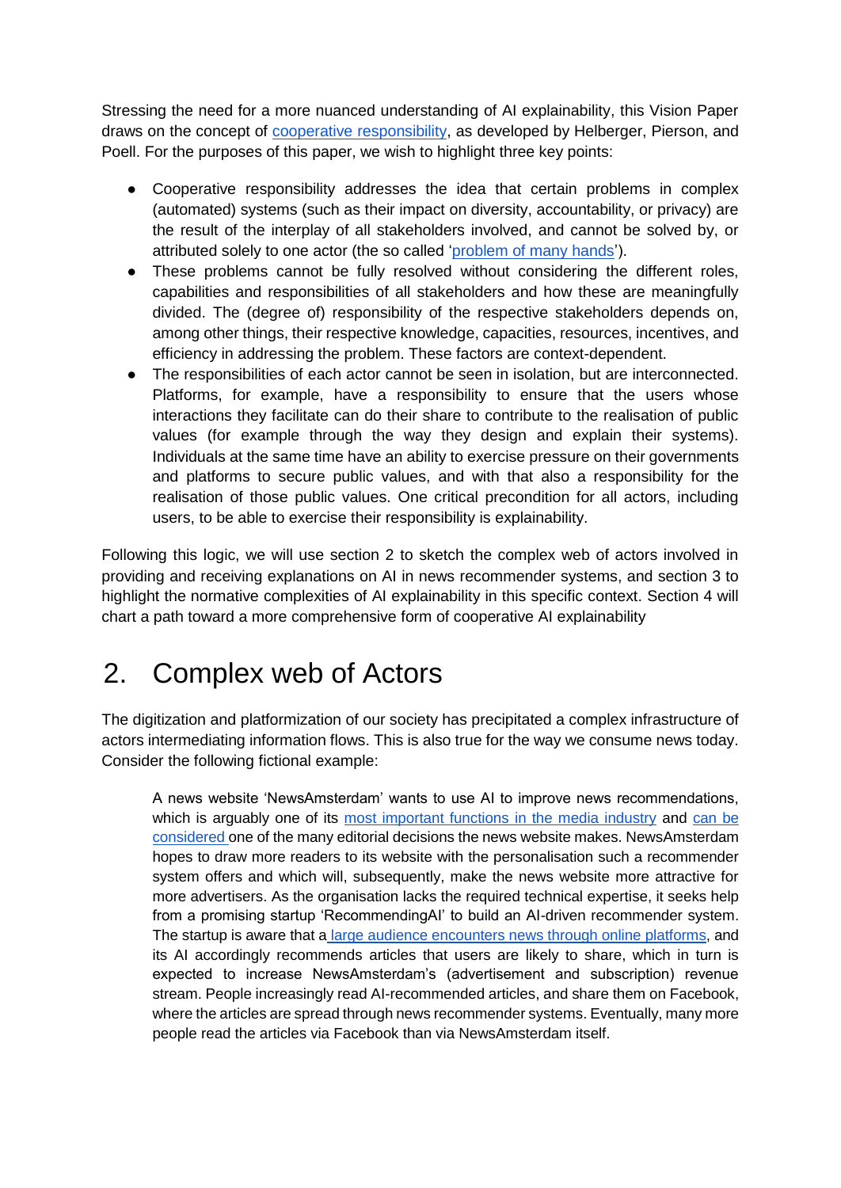Stressing the need for a more nuanced understanding of AI explainability, this Vision Paper draws on the concept of cooperative responsibility, as developed by Helberger, Pierson, and Poell. For the purposes of this paper, we wish to highlight three key points:

- Cooperative responsibility addresses the idea that certain problems in complex (automated) systems (such as their impact on diversity, accountability, or privacy) are the result of the interplay of all stakeholders involved, and cannot be solved by, or attributed solely to one actor (the so called 'problem of many hands').
- These problems cannot be fully resolved without considering the different roles, capabilities and responsibilities of all stakeholders and how these are meaningfully divided. The (degree of) responsibility of the respective stakeholders depends on, among other things, their respective knowledge, capacities, resources, incentives, and efficiency in addressing the problem. These factors are context-dependent.
- The responsibilities of each actor cannot be seen in isolation, but are interconnected. Platforms, for example, have a responsibility to ensure that the users whose interactions they facilitate can do their share to contribute to the realisation of public values (for example through the way they design and explain their systems). Individuals at the same time have an ability to exercise pressure on their governments and platforms to secure public values, and with that also a responsibility for the realisation of those public values. One critical precondition for all actors, including users, to be able to exercise their responsibility is explainability.

Following this logic, we will use section 2 to sketch the complex web of actors involved in providing and receiving explanations on AI in news recommender systems, and section 3 to highlight the normative complexities of AI explainability in this specific context. Section 4 will chart a path toward a more comprehensive form of cooperative AI explainability

# 2. Complex web of Actors

The digitization and platformization of our society has precipitated a complex infrastructure of actors intermediating information flows. This is also true for the way we consume news today. Consider the following fictional example:

> A news website 'NewsAmsterdam' wants to use AI to improve news recommendations, which is arguably one of its most important functions in the media industry and can be considered one of the many editorial decisions the news website makes. NewsAmsterdam hopes to draw more readers to its website with the personalisation such a recommender system offers and which will, subsequently, make the news website more attractive for more advertisers. As the organisation lacks the required technical expertise, it seeks help from a promising startup 'RecommendingAI' to build an AI-driven recommender system. The startup is aware that a large audience encounters news through online platforms, and its AI accordingly recommends articles that users are likely to share, which in turn is expected to increase NewsAmsterdam's (advertisement and subscription) revenue stream. People increasingly read AI-recommended articles, and share them on Facebook, where the articles are spread through news recommender systems. Eventually, many more people read the articles via Facebook than via NewsAmsterdam itself.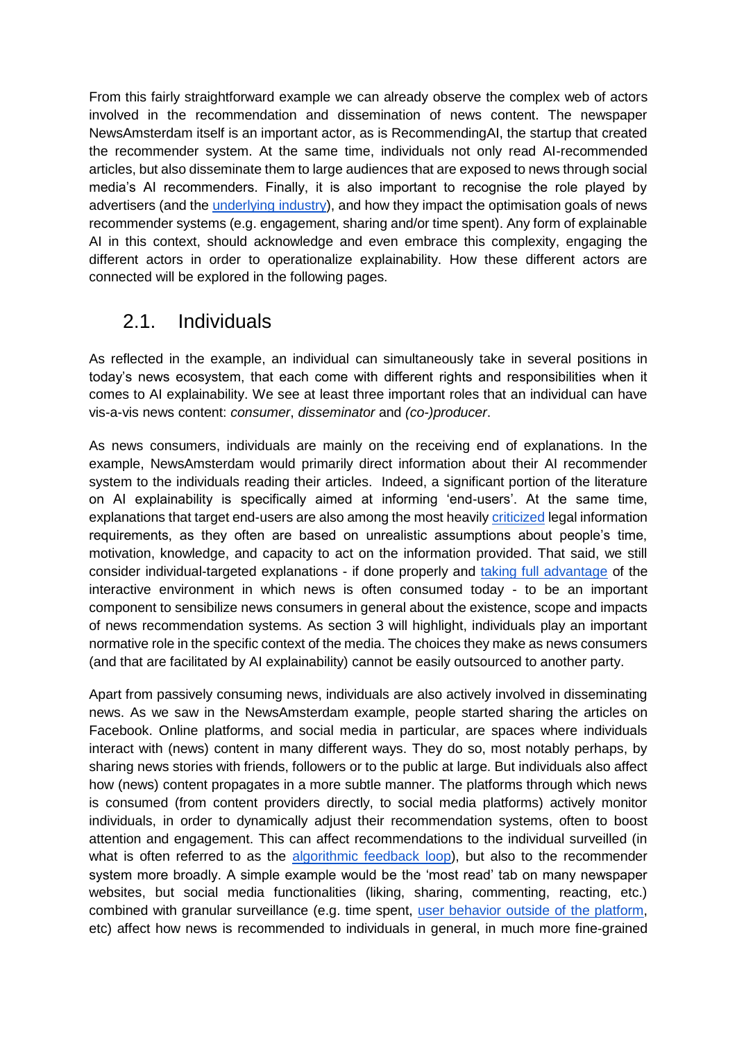From this fairly straightforward example we can already observe the complex web of actors involved in the recommendation and dissemination of news content. The newspaper NewsAmsterdam itself is an important actor, as is RecommendingAI, the startup that created the recommender system. At the same time, individuals not only read AI-recommended articles, but also disseminate them to large audiences that are exposed to news through social media's AI recommenders. Finally, it is also important to recognise the role played by advertisers (and the underlying industry), and how they impact the optimisation goals of news recommender systems (e.g. engagement, sharing and/or time spent). Any form of explainable AI in this context, should acknowledge and even embrace this complexity, engaging the different actors in order to operationalize explainability. How these different actors are connected will be explored in the following pages.

## 2.1. Individuals

As reflected in the example, an individual can simultaneously take in several positions in today's news ecosystem, that each come with different rights and responsibilities when it comes to AI explainability. We see at least three important roles that an individual can have vis-a-vis news content: *consumer*, *disseminator* and *(co-)producer*.

As news consumers, individuals are mainly on the receiving end of explanations. In the example, NewsAmsterdam would primarily direct information about their AI recommender system to the individuals reading their articles. Indeed, a significant portion of the literature on AI explainability is specifically aimed at informing 'end-users'. At the same time, explanations that target end-users are also among the most heavily criticized legal information requirements, as they often are based on unrealistic assumptions about people's time, motivation, knowledge, and capacity to act on the information provided. That said, we still consider individual-targeted explanations - if done properly and taking full advantage of the interactive environment in which news is often consumed today - to be an important component to sensibilize news consumers in general about the existence, scope and impacts of news recommendation systems. As section 3 will highlight, individuals play an important normative role in the specific context of the media. The choices they make as news consumers (and that are facilitated by AI explainability) cannot be easily outsourced to another party.

Apart from passively consuming news, individuals are also actively involved in disseminating news. As we saw in the NewsAmsterdam example, people started sharing the articles on Facebook. Online platforms, and social media in particular, are spaces where individuals interact with (news) content in many different ways. They do so, most notably perhaps, by sharing news stories with friends, followers or to the public at large. But individuals also affect how (news) content propagates in a more subtle manner. The platforms through which news is consumed (from content providers directly, to social media platforms) actively monitor individuals, in order to dynamically adjust their recommendation systems, often to boost attention and engagement. This can affect recommendations to the individual surveilled (in what is often referred to as the algorithmic feedback loop), but also to the recommender system more broadly. A simple example would be the 'most read' tab on many newspaper websites, but social media functionalities (liking, sharing, commenting, reacting, etc.) combined with granular surveillance (e.g. time spent, user behavior outside of the platform, etc) affect how news is recommended to individuals in general, in much more fine-grained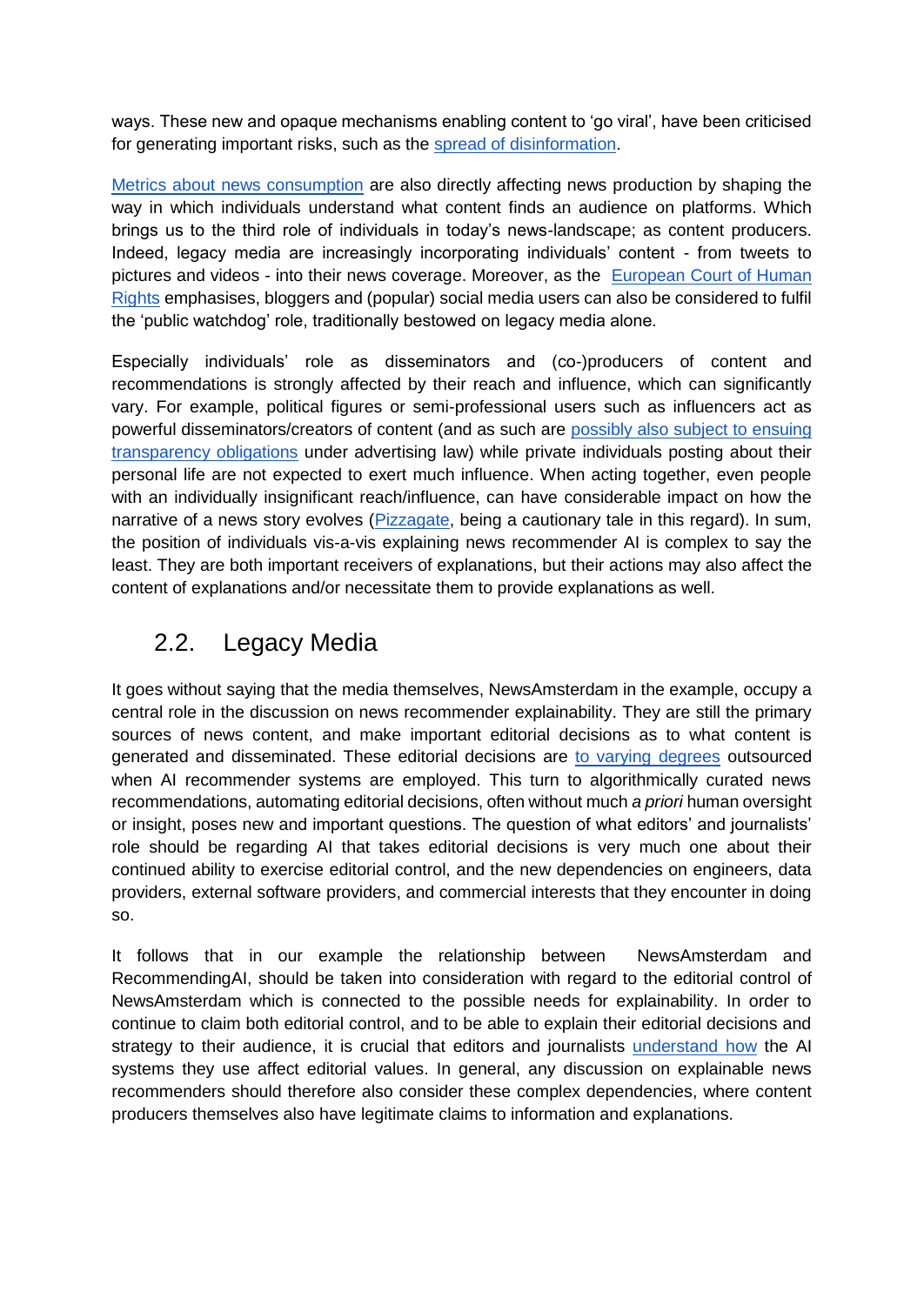ways. These new and opaque mechanisms enabling content to 'go viral', have been criticised for generating important risks, such as the spread of disinformation.

Metrics about news consumption are also directly affecting news production by shaping the way in which individuals understand what content finds an audience on platforms. Which brings us to the third role of individuals in today's news-landscape; as content producers. Indeed, legacy media are increasingly incorporating individuals' content - from tweets to pictures and videos - into their news coverage. Moreover, as the European Court of Human Rights emphasises, bloggers and (popular) social media users can also be considered to fulfil the 'public watchdog' role, traditionally bestowed on legacy media alone.

Especially individuals' role as disseminators and (co-)producers of content and recommendations is strongly affected by their reach and influence, which can significantly vary. For example, political figures or semi-professional users such as influencers act as powerful disseminators/creators of content (and as such are possibly also subject to ensuing transparency obligations under advertising law) while private individuals posting about their personal life are not expected to exert much influence. When acting together, even people with an individually insignificant reach/influence, can have considerable impact on how the narrative of a news story evolves (Pizzagate, being a cautionary tale in this regard). In sum, the position of individuals vis-a-vis explaining news recommender AI is complex to say the least. They are both important receivers of explanations, but their actions may also affect the content of explanations and/or necessitate them to provide explanations as well.

## 2.2. Legacy Media

It goes without saying that the media themselves, NewsAmsterdam in the example, occupy a central role in the discussion on news recommender explainability. They are still the primary sources of news content, and make important editorial decisions as to what content is generated and disseminated. These editorial decisions are to varying degrees outsourced when AI recommender systems are employed. This turn to algorithmically curated news recommendations, automating editorial decisions, often without much *a priori* human oversight or insight, poses new and important questions. The question of what editors' and journalists' role should be regarding AI that takes editorial decisions is very much one about their continued ability to exercise editorial control, and the new dependencies on engineers, data providers, external software providers, and commercial interests that they encounter in doing so.

It follows that in our example the relationship between NewsAmsterdam and RecommendingAI, should be taken into consideration with regard to the editorial control of NewsAmsterdam which is connected to the possible needs for explainability. In order to continue to claim both editorial control, and to be able to explain their editorial decisions and strategy to their audience, it is crucial that editors and journalists understand how the AI systems they use affect editorial values. In general, any discussion on explainable news recommenders should therefore also consider these complex dependencies, where content producers themselves also have legitimate claims to information and explanations.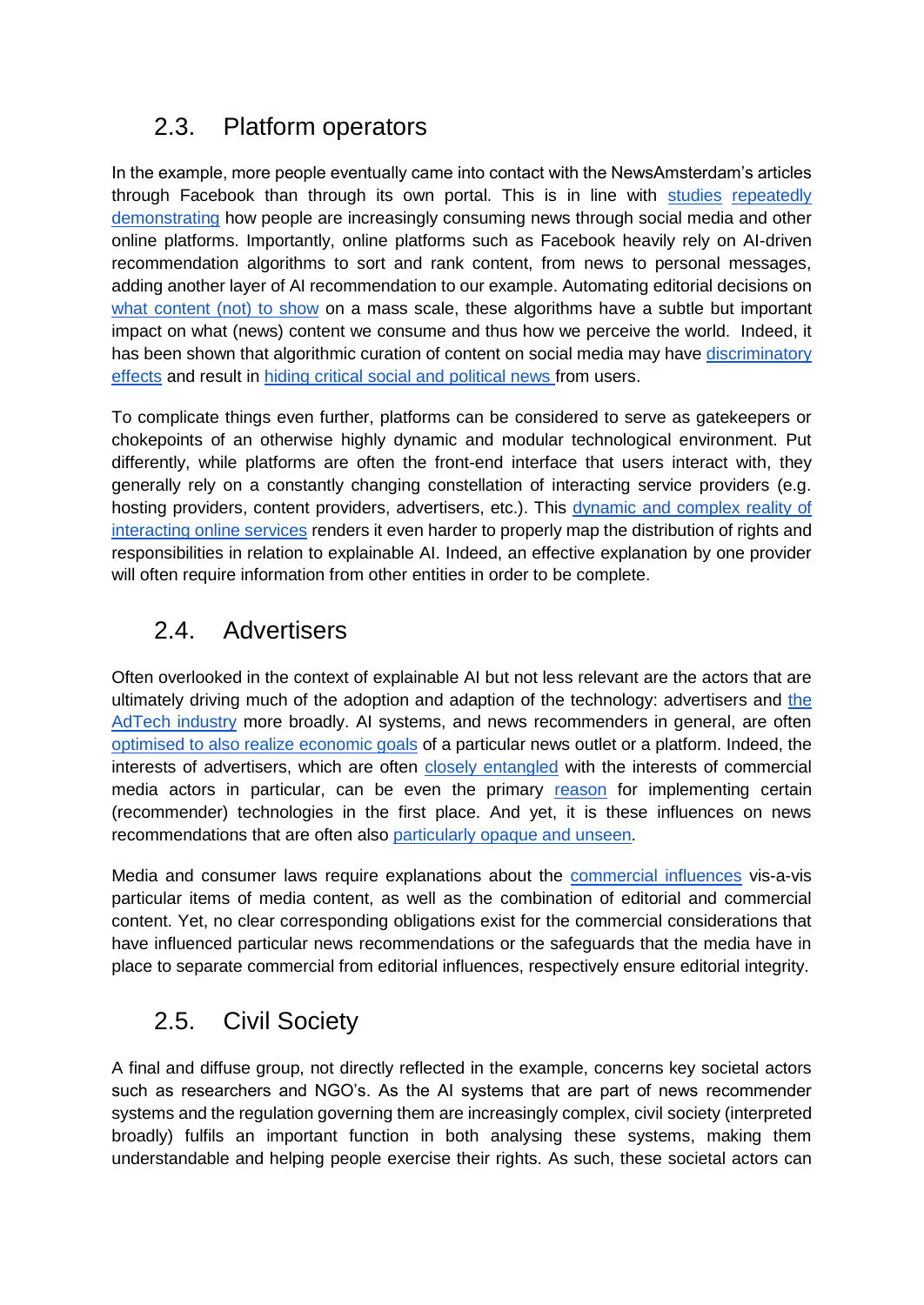## 2.3. Platform operators

In the example, more people eventually came into contact with the NewsAmsterdam's articles through Facebook than through its own portal. This is in line with studies repeatedly demonstrating how people are increasingly consuming news through social media and other online platforms. Importantly, online platforms such as Facebook heavily rely on AI-driven recommendation algorithms to sort and rank content, from news to personal messages, adding another layer of AI recommendation to our example. Automating editorial decisions on what content (not) to show on a mass scale, these algorithms have a subtle but important impact on what (news) content we consume and thus how we perceive the world. Indeed, it has been shown that algorithmic curation of content on social media may have discriminatory effects and result in hiding critical social and political news from users.

To complicate things even further, platforms can be considered to serve as gatekeepers or chokepoints of an otherwise highly dynamic and modular technological environment. Put differently, while platforms are often the front-end interface that users interact with, they generally rely on a constantly changing constellation of interacting service providers (e.g. hosting providers, content providers, advertisers, etc.). This dynamic and complex reality of interacting online services renders it even harder to properly map the distribution of rights and responsibilities in relation to explainable AI. Indeed, an effective explanation by one provider will often require information from other entities in order to be complete.

## 2.4. Advertisers

Often overlooked in the context of explainable AI but not less relevant are the actors that are ultimately driving much of the adoption and adaption of the technology: advertisers and the AdTech industry more broadly. AI systems, and news recommenders in general, are often optimised to also realize economic goals of a particular news outlet or a platform. Indeed, the interests of advertisers, which are often closely entangled with the interests of commercial media actors in particular, can be even the primary reason for implementing certain (recommender) technologies in the first place. And yet, it is these influences on news recommendations that are often also particularly opaque and unseen.

Media and consumer laws require explanations about the commercial influences vis-a-vis particular items of media content, as well as the combination of editorial and commercial content. Yet, no clear corresponding obligations exist for the commercial considerations that have influenced particular news recommendations or the safeguards that the media have in place to separate commercial from editorial influences, respectively ensure editorial integrity.

## 2.5. Civil Society

A final and diffuse group, not directly reflected in the example, concerns key societal actors such as researchers and NGO's. As the AI systems that are part of news recommender systems and the regulation governing them are increasingly complex, civil society (interpreted broadly) fulfils an important function in both analysing these systems, making them understandable and helping people exercise their rights. As such, these societal actors can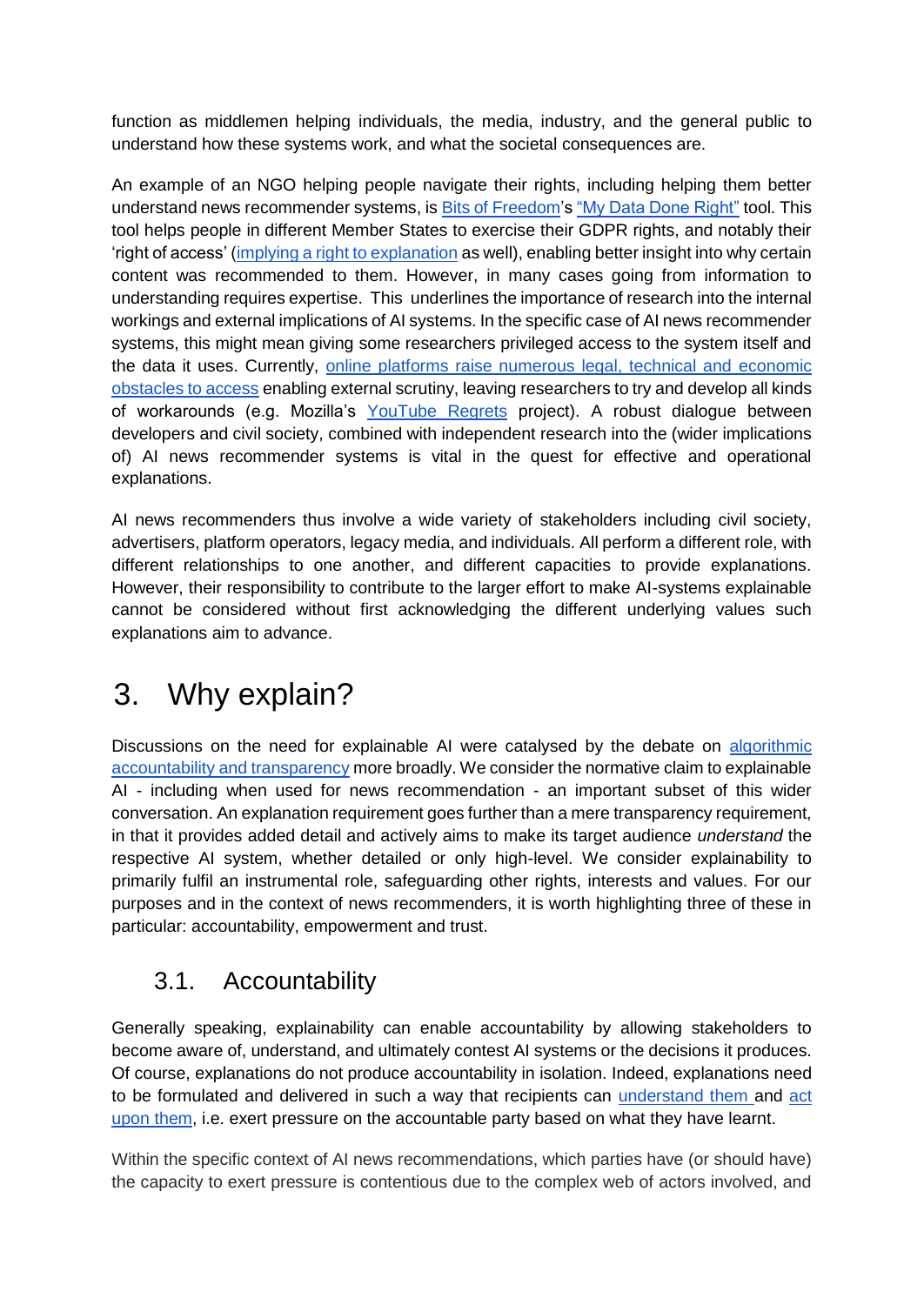function as middlemen helping individuals, the media, industry, and the general public to understand how these systems work, and what the societal consequences are.

An example of an NGO helping people navigate their rights, including helping them better understand news recommender systems, is Bits of Freedom's "My Data Done Right" tool. This tool helps people in different Member States to exercise their GDPR rights, and notably their 'right of access' (implying a right to explanation as well), enabling better insight into why certain content was recommended to them. However, in many cases going from information to understanding requires expertise. This underlines the importance of research into the internal workings and external implications of AI systems. In the specific case of AI news recommender systems, this might mean giving some researchers privileged access to the system itself and the data it uses. Currently, online platforms raise numerous legal, technical and economic obstacles to access enabling external scrutiny, leaving researchers to try and develop all kinds of workarounds (e.g. Mozilla's YouTube Regrets project). A robust dialogue between developers and civil society, combined with independent research into the (wider implications of) AI news recommender systems is vital in the quest for effective and operational explanations.

AI news recommenders thus involve a wide variety of stakeholders including civil society, advertisers, platform operators, legacy media, and individuals. All perform a different role, with different relationships to one another, and different capacities to provide explanations. However, their responsibility to contribute to the larger effort to make AI-systems explainable cannot be considered without first acknowledging the different underlying values such explanations aim to advance.

# 3. Why explain?

Discussions on the need for explainable AI were catalysed by the debate on algorithmic accountability and transparency more broadly. We consider the normative claim to explainable AI - including when used for news recommendation - an important subset of this wider conversation. An explanation requirement goes further than a mere transparency requirement, in that it provides added detail and actively aims to make its target audience *understand* the respective AI system, whether detailed or only high-level. We consider explainability to primarily fulfil an instrumental role, safeguarding other rights, interests and values. For our purposes and in the context of news recommenders, it is worth highlighting three of these in particular: accountability, empowerment and trust.

## 3.1. Accountability

Generally speaking, explainability can enable accountability by allowing stakeholders to become aware of, understand, and ultimately contest AI systems or the decisions it produces. Of course, explanations do not produce accountability in isolation. Indeed, explanations need to be formulated and delivered in such a way that recipients can understand them and act upon them, i.e. exert pressure on the accountable party based on what they have learnt.

Within the specific context of AI news recommendations, which parties have (or should have) the capacity to exert pressure is contentious due to the complex web of actors involved, and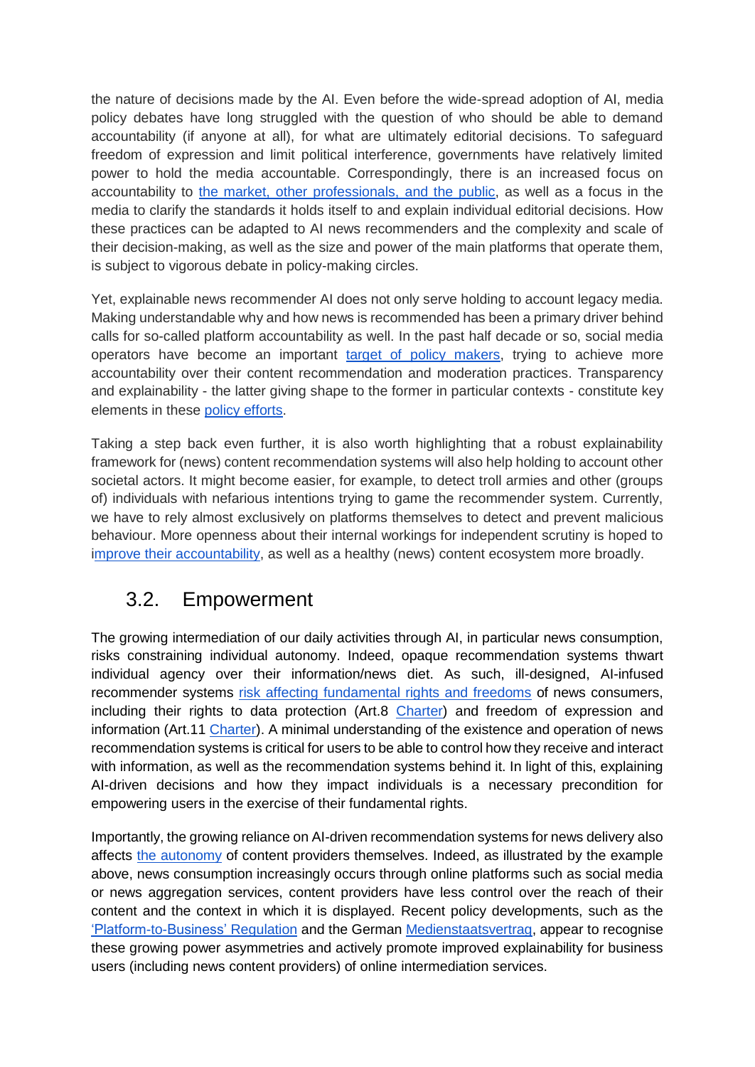the nature of decisions made by the AI. Even before the wide-spread adoption of AI, media policy debates have long struggled with the question of who should be able to demand accountability (if anyone at all), for what are ultimately editorial decisions. To safeguard freedom of expression and limit political interference, governments have relatively limited power to hold the media accountable. Correspondingly, there is an increased focus on accountability to the market, other professionals, and the public, as well as a focus in the media to clarify the standards it holds itself to and explain individual editorial decisions. How these practices can be adapted to AI news recommenders and the complexity and scale of their decision-making, as well as the size and power of the main platforms that operate them, is subject to vigorous debate in policy-making circles.

Yet, explainable news recommender AI does not only serve holding to account legacy media. Making understandable why and how news is recommended has been a primary driver behind calls for so-called platform accountability as well. In the past half decade or so, social media operators have become an important target of policy makers, trying to achieve more accountability over their content recommendation and moderation practices. Transparency and explainability - the latter giving shape to the former in particular contexts - constitute key elements in these policy efforts.

Taking a step back even further, it is also worth highlighting that a robust explainability framework for (news) content recommendation systems will also help holding to account other societal actors. It might become easier, for example, to detect troll armies and other (groups of) individuals with nefarious intentions trying to game the recommender system. Currently, we have to rely almost exclusively on platforms themselves to detect and prevent malicious behaviour. More openness about their internal workings for independent scrutiny is hoped to improve their accountability, as well as a healthy (news) content ecosystem more broadly.

## 3.2. Empowerment

The growing intermediation of our daily activities through AI, in particular news consumption, risks constraining individual autonomy. Indeed, opaque recommendation systems thwart individual agency over their information/news diet. As such, ill-designed, AI-infused recommender systems risk affecting fundamental rights and freedoms of news consumers, including their rights to data protection (Art.8 Charter) and freedom of expression and information (Art.11 Charter). A minimal understanding of the existence and operation of news recommendation systems is critical for users to be able to control how they receive and interact with information, as well as the recommendation systems behind it. In light of this, explaining AI-driven decisions and how they impact individuals is a necessary precondition for empowering users in the exercise of their fundamental rights.

Importantly, the growing reliance on AI-driven recommendation systems for news delivery also affects the autonomy of content providers themselves. Indeed, as illustrated by the example above, news consumption increasingly occurs through online platforms such as social media or news aggregation services, content providers have less control over the reach of their content and the context in which it is displayed. Recent policy developments, such as the 'Platform-to-Business' Regulation and the German Medienstaatsvertrag, appear to recognise these growing power asymmetries and actively promote improved explainability for business users (including news content providers) of online intermediation services.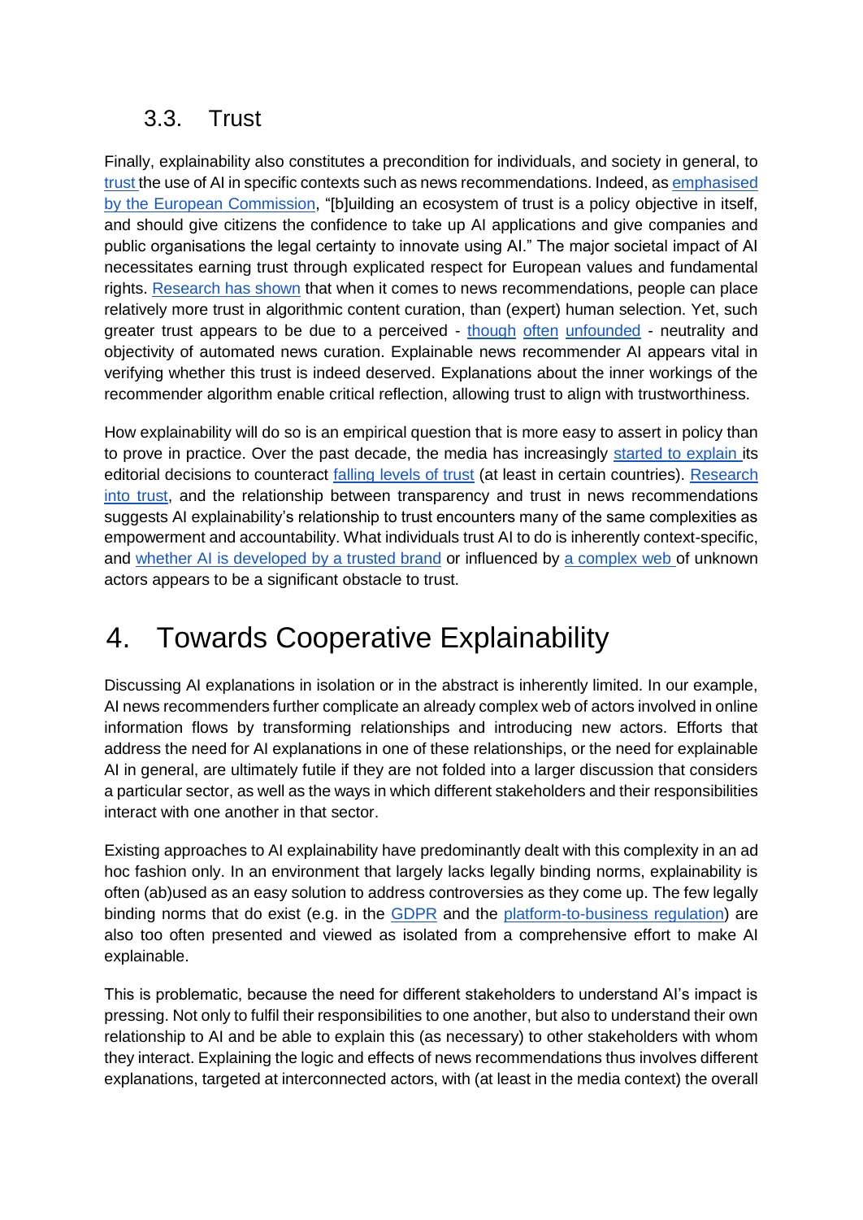## 3.3. Trust

Finally, explainability also constitutes a precondition for individuals, and society in general, to trust the use of AI in specific contexts such as news recommendations. Indeed, as emphasised by the European Commission, "[b]uilding an ecosystem of trust is a policy objective in itself, and should give citizens the confidence to take up AI applications and give companies and public organisations the legal certainty to innovate using AI." The major societal impact of AI necessitates earning trust through explicated respect for European values and fundamental rights. Research has shown that when it comes to news recommendations, people can place relatively more trust in algorithmic content curation, than (expert) human selection. Yet, such greater trust appears to be due to a perceived - though often unfounded - neutrality and objectivity of automated news curation. Explainable news recommender AI appears vital in verifying whether this trust is indeed deserved. Explanations about the inner workings of the recommender algorithm enable critical reflection, allowing trust to align with trustworthiness.

How explainability will do so is an empirical question that is more easy to assert in policy than to prove in practice. Over the past decade, the media has increasingly started to explain its editorial decisions to counteract falling levels of trust (at least in certain countries). Research into trust, and the relationship between transparency and trust in news recommendations suggests AI explainability's relationship to trust encounters many of the same complexities as empowerment and accountability. What individuals trust AI to do is inherently context-specific, and whether AI is developed by a trusted brand or influenced by a complex web of unknown actors appears to be a significant obstacle to trust.

# 4. Towards Cooperative Explainability

Discussing AI explanations in isolation or in the abstract is inherently limited. In our example, AI news recommenders further complicate an already complex web of actors involved in online information flows by transforming relationships and introducing new actors. Efforts that address the need for AI explanations in one of these relationships, or the need for explainable AI in general, are ultimately futile if they are not folded into a larger discussion that considers a particular sector, as well as the ways in which different stakeholders and their responsibilities interact with one another in that sector.

Existing approaches to AI explainability have predominantly dealt with this complexity in an ad hoc fashion only. In an environment that largely lacks legally binding norms, explainability is often (ab)used as an easy solution to address controversies as they come up. The few legally binding norms that do exist (e.g. in the GDPR and the platform-to-business regulation) are also too often presented and viewed as isolated from a comprehensive effort to make AI explainable.

This is problematic, because the need for different stakeholders to understand AI's impact is pressing. Not only to fulfil their responsibilities to one another, but also to understand their own relationship to AI and be able to explain this (as necessary) to other stakeholders with whom they interact. Explaining the logic and effects of news recommendations thus involves different explanations, targeted at interconnected actors, with (at least in the media context) the overall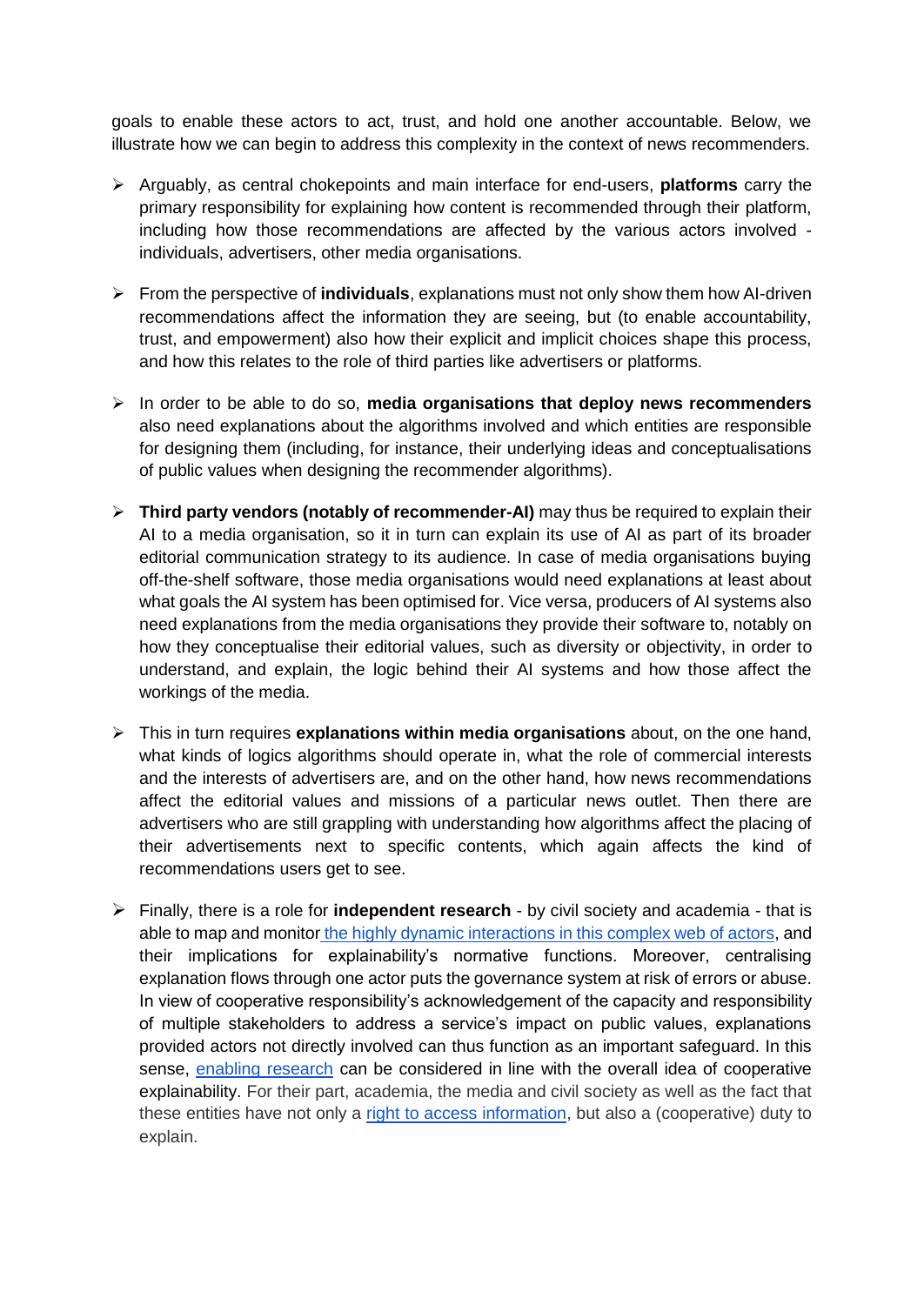goals to enable these actors to act, trust, and hold one another accountable. Below, we illustrate how we can begin to address this complexity in the context of news recommenders.

- Arguably, as central chokepoints and main interface for end-users, **platforms** carry the primary responsibility for explaining how content is recommended through their platform, including how those recommendations are affected by the various actors involved - individuals, advertisers, other media organisations.

- From the perspective of **individuals**, explanations must not only show them how AI-driven recommendations affect the information they are seeing, but (to enable accountability, trust, and empowerment) also how their explicit and implicit choices shape this process, and how this relates to the role of third parties like advertisers or platforms.

- In order to be able to do so, **media organisations that deploy news recommenders** also need explanations about the algorithms involved and which entities are responsible for designing them (including, for instance, their underlying ideas and conceptualisations of public values when designing the recommender algorithms).

- **Third party vendors (notably of recommender-AI)** may thus be required to explain their AI to a media organisation, so it in turn can explain its use of AI as part of its broader editorial communication strategy to its audience. In case of media organisations buying off-the-shelf software, those media organisations would need explanations at least about what goals the AI system has been optimised for. Vice versa, producers of AI systems also need explanations from the media organisations they provide their software to, notably on how they conceptualise their editorial values, such as diversity or objectivity, in order to understand, and explain, the logic behind their AI systems and how those affect the workings of the media.

- This in turn requires **explanations within media organisations** about, on the one hand, what kinds of logics algorithms should operate in, what the role of commercial interests and the interests of advertisers are, and on the other hand, how news recommendations affect the editorial values and missions of a particular news outlet. Then there are advertisers who are still grappling with understanding how algorithms affect the placing of their advertisements next to specific contents, which again affects the kind of recommendations users get to see.

- Finally, there is a role for **independent research** - by civil society and academia - that is able to map and monitor the highly dynamic interactions in this complex web of actors, and their implications for explainability's normative functions. Moreover, centralising explanation flows through one actor puts the governance system at risk of errors or abuse. In view of cooperative responsibility's acknowledgement of the capacity and responsibility of multiple stakeholders to address a service's impact on public values, explanations provided actors not directly involved can thus function as an important safeguard. In this sense, enabling research can be considered in line with the overall idea of cooperative explainability. For their part, academia, the media and civil society as well as the fact that these entities have not only a right to access information, but also a (cooperative) duty to explain.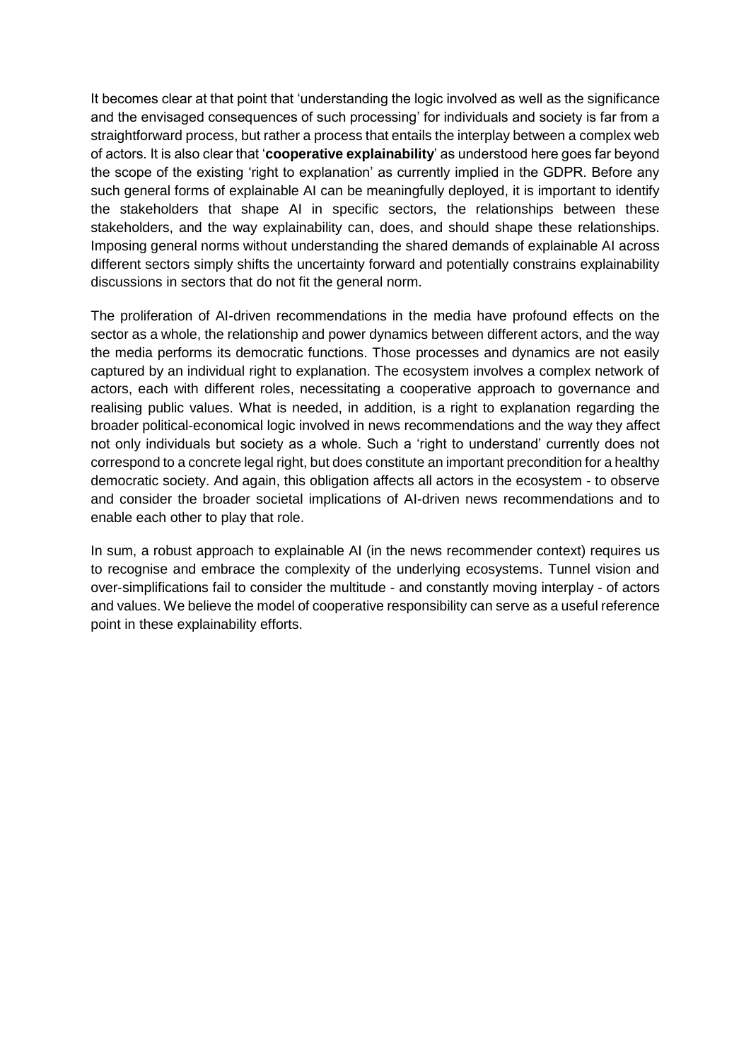It becomes clear at that point that 'understanding the logic involved as well as the significance and the envisaged consequences of such processing' for individuals and society is far from a straightforward process, but rather a process that entails the interplay between a complex web of actors. It is also clear that '**cooperative explainability**' as understood here goes far beyond the scope of the existing 'right to explanation' as currently implied in the GDPR. Before any such general forms of explainable AI can be meaningfully deployed, it is important to identify the stakeholders that shape AI in specific sectors, the relationships between these stakeholders, and the way explainability can, does, and should shape these relationships. Imposing general norms without understanding the shared demands of explainable AI across different sectors simply shifts the uncertainty forward and potentially constrains explainability discussions in sectors that do not fit the general norm.

The proliferation of AI-driven recommendations in the media have profound effects on the sector as a whole, the relationship and power dynamics between different actors, and the way the media performs its democratic functions. Those processes and dynamics are not easily captured by an individual right to explanation. The ecosystem involves a complex network of actors, each with different roles, necessitating a cooperative approach to governance and realising public values. What is needed, in addition, is a right to explanation regarding the broader political-economical logic involved in news recommendations and the way they affect not only individuals but society as a whole. Such a 'right to understand' currently does not correspond to a concrete legal right, but does constitute an important precondition for a healthy democratic society. And again, this obligation affects all actors in the ecosystem - to observe and consider the broader societal implications of AI-driven news recommendations and to enable each other to play that role.

In sum, a robust approach to explainable AI (in the news recommender context) requires us to recognise and embrace the complexity of the underlying ecosystems. Tunnel vision and over-simplifications fail to consider the multitude - and constantly moving interplay - of actors and values. We believe the model of cooperative responsibility can serve as a useful reference point in these explainability efforts.